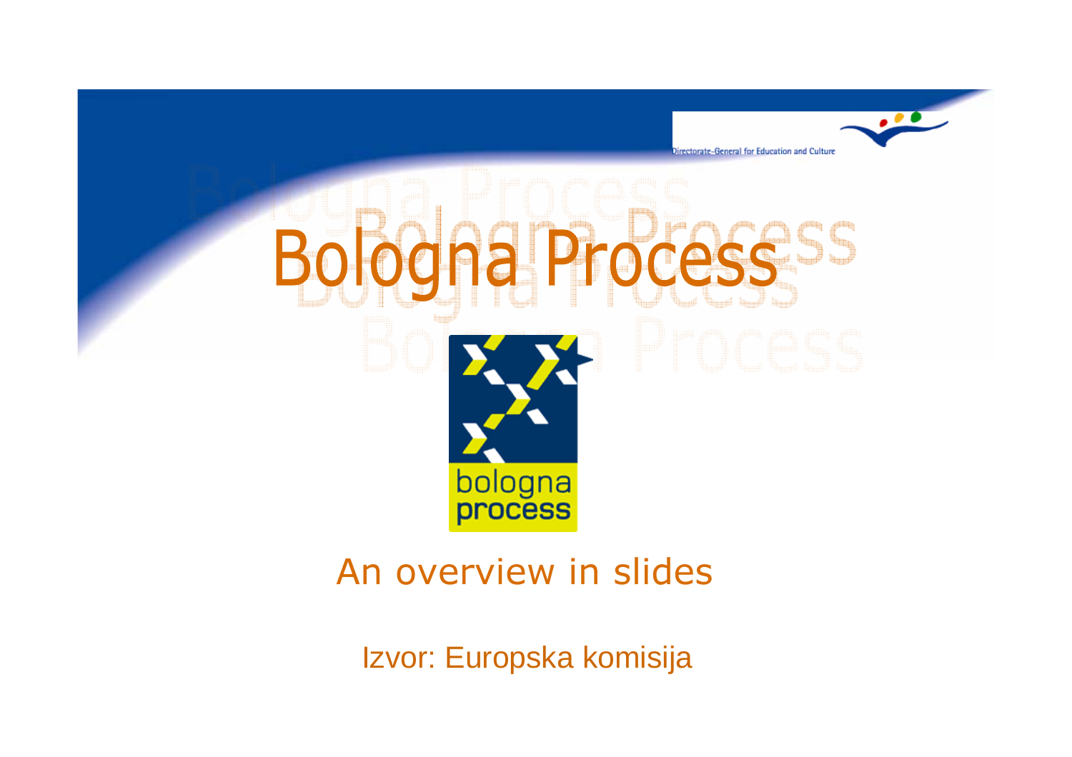# Bologna Process

bologna process

## An overview in slides

Izvor: Europska komisija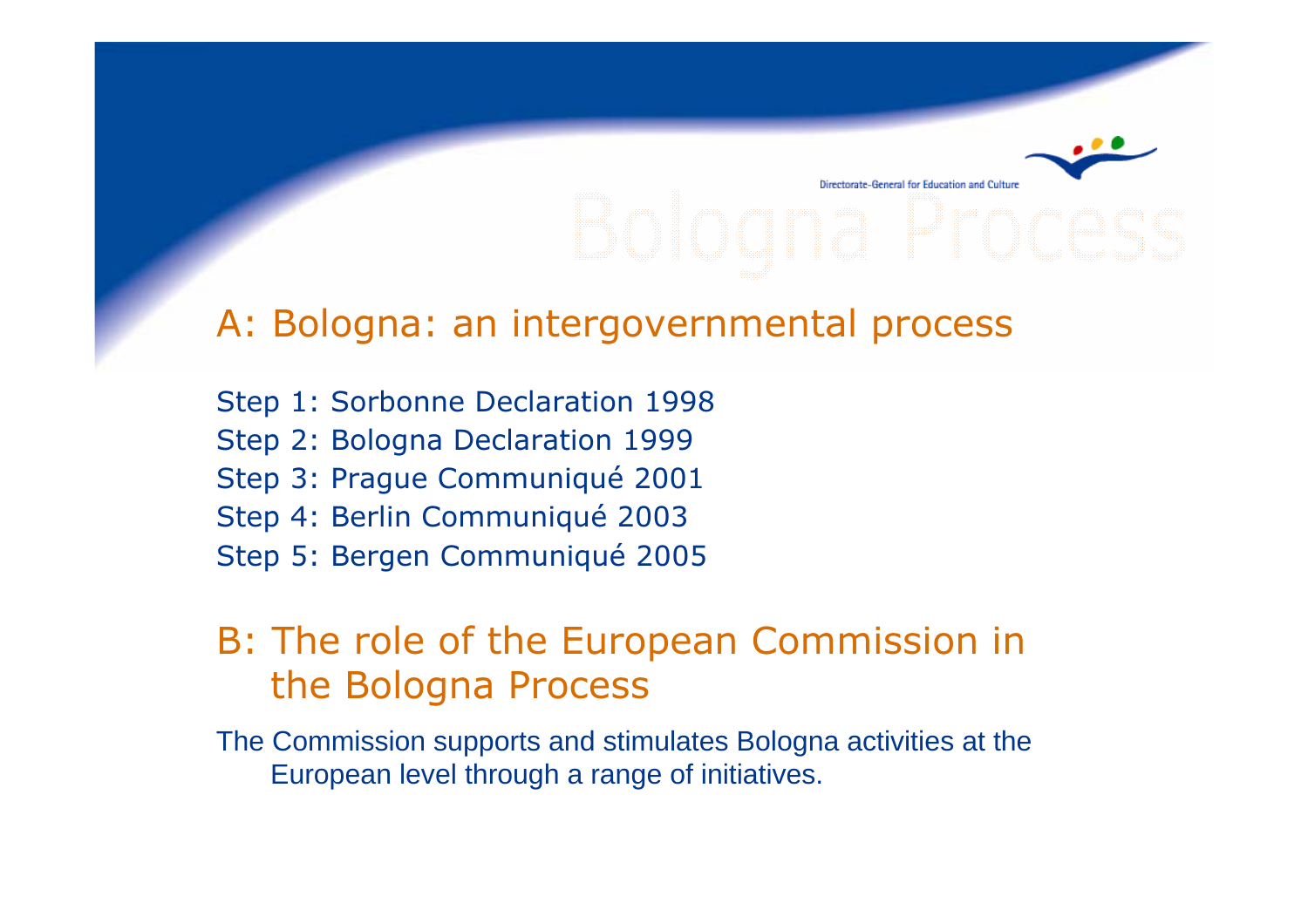## A: Bologna: an intergovernmental process

Step 1: Sorbonne Declaration 1998
Step 2: Bologna Declaration 1999
Step 3: Prague Communiqué 2001
Step 4: Berlin Communiqué 2003
Step 5: Bergen Communiqué 2005

## B: The role of the European Commission in the Bologna Process

The Commission supports and stimulates Bologna activities at the European level through a range of initiatives.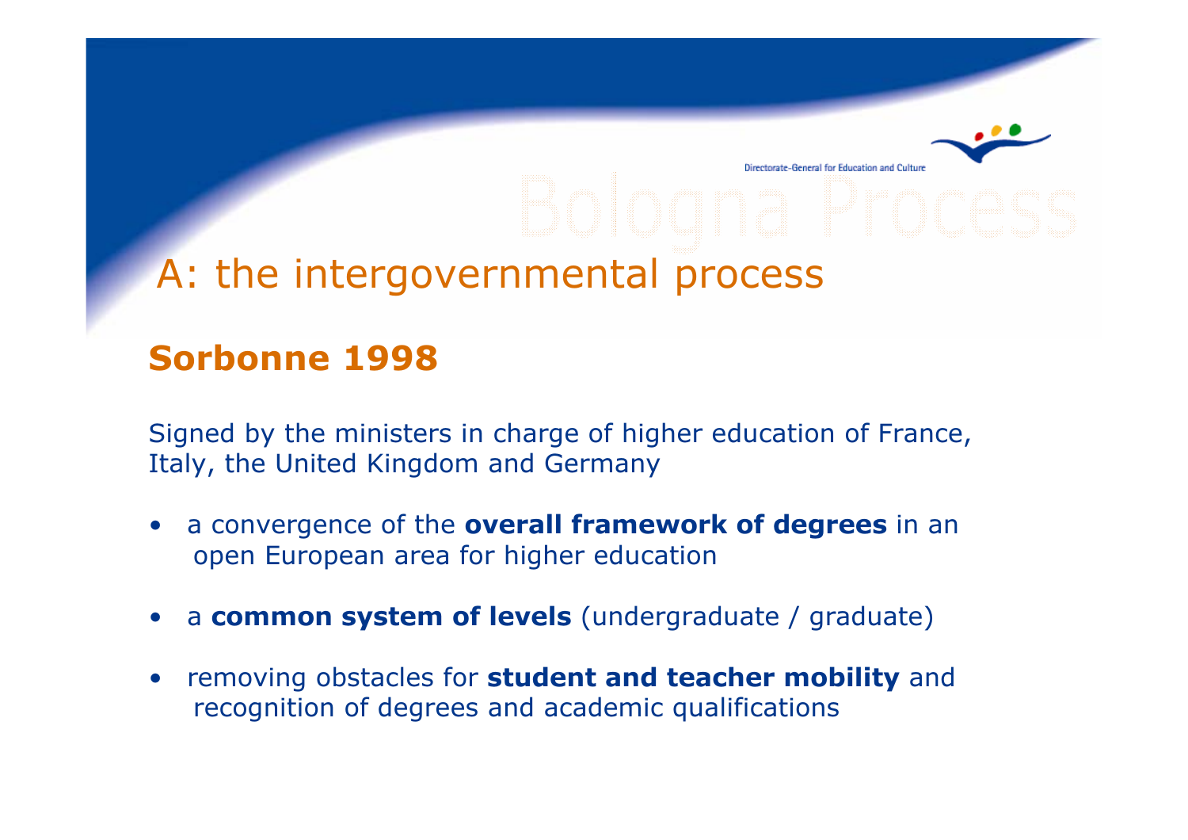# A: the intergovernmental process

## Sorbonne 1998

Signed by the ministers in charge of higher education of France, Italy, the United Kingdom and Germany

- a convergence of the **overall framework of degrees** in an open European area for higher education
- a **common system of levels** (undergraduate / graduate)
- removing obstacles for **student and teacher mobility** and recognition of degrees and academic qualifications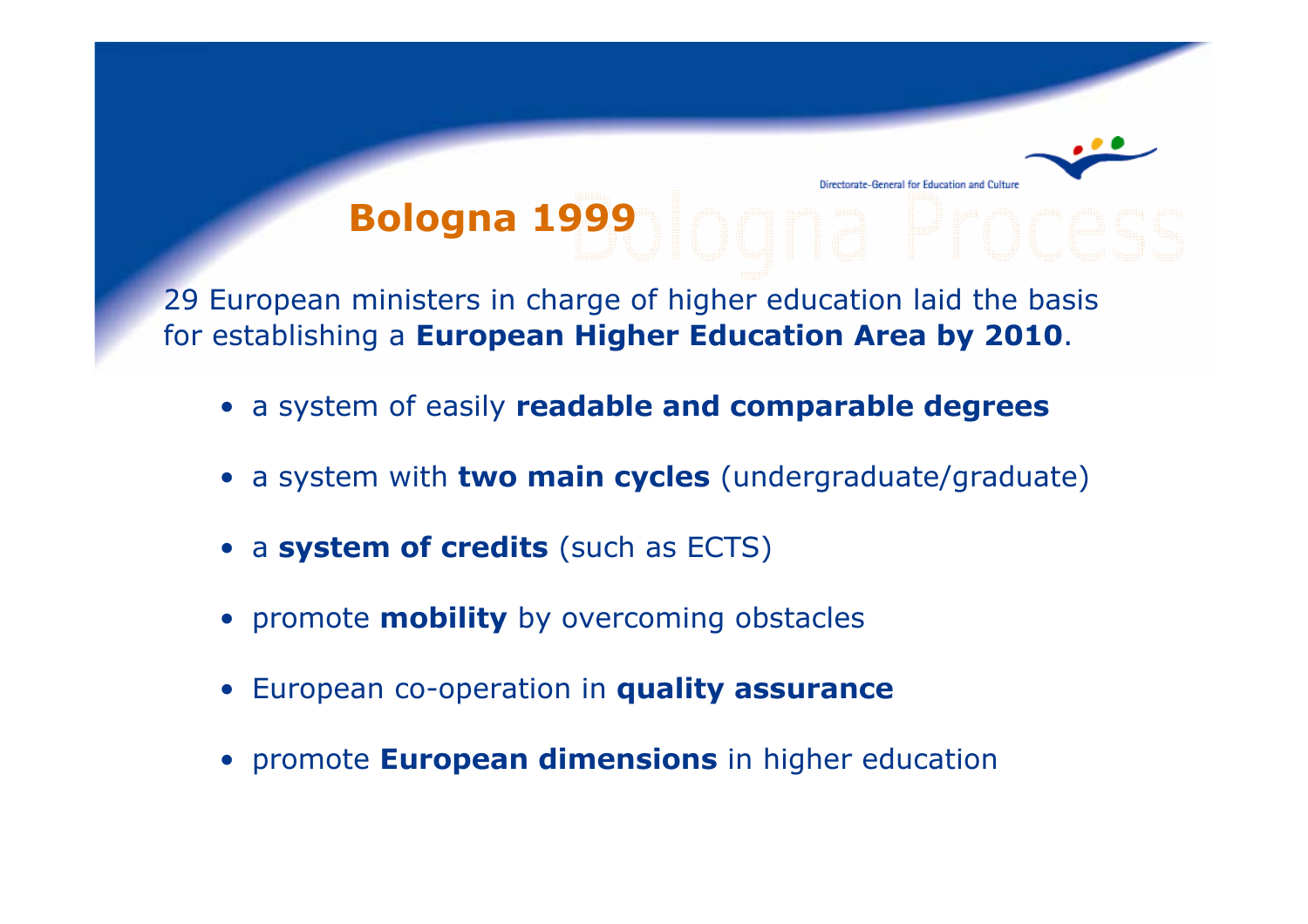## Bologna 1999

29 European ministers in charge of higher education laid the basis for establishing a **European Higher Education Area by 2010**.

- a system of easily **readable and comparable degrees**
- a system with **two main cycles** (undergraduate/graduate)
- a **system of credits** (such as ECTS)
- promote **mobility** by overcoming obstacles
- European co-operation in **quality assurance**
- promote **European dimensions** in higher education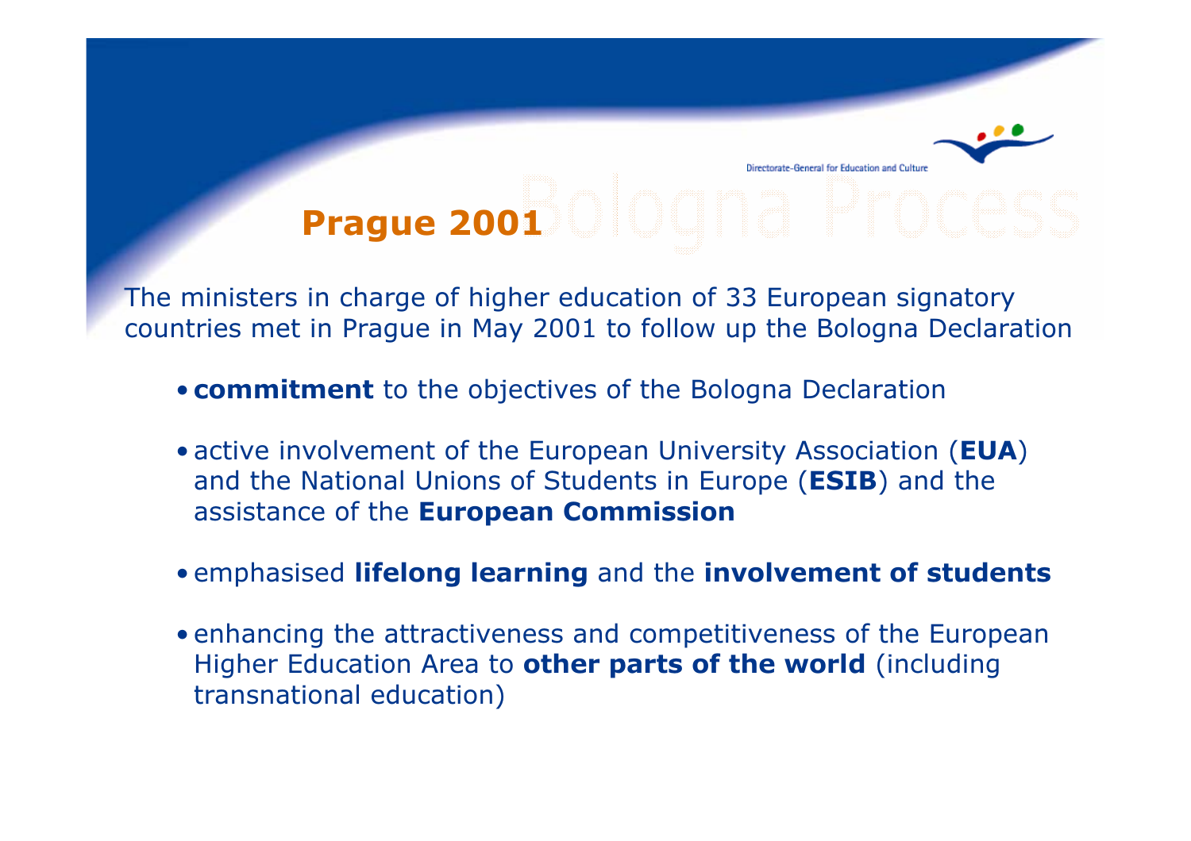## Prague 2001

The ministers in charge of higher education of 33 European signatory countries met in Prague in May 2001 to follow up the Bologna Declaration

- **commitment** to the objectives of the Bologna Declaration
- active involvement of the European University Association (**EUA**) and the National Unions of Students in Europe (**ESIB**) and the assistance of the **European Commission**
- emphasised **lifelong learning** and the **involvement of students**
- enhancing the attractiveness and competitiveness of the European Higher Education Area to **other parts of the world** (including transnational education)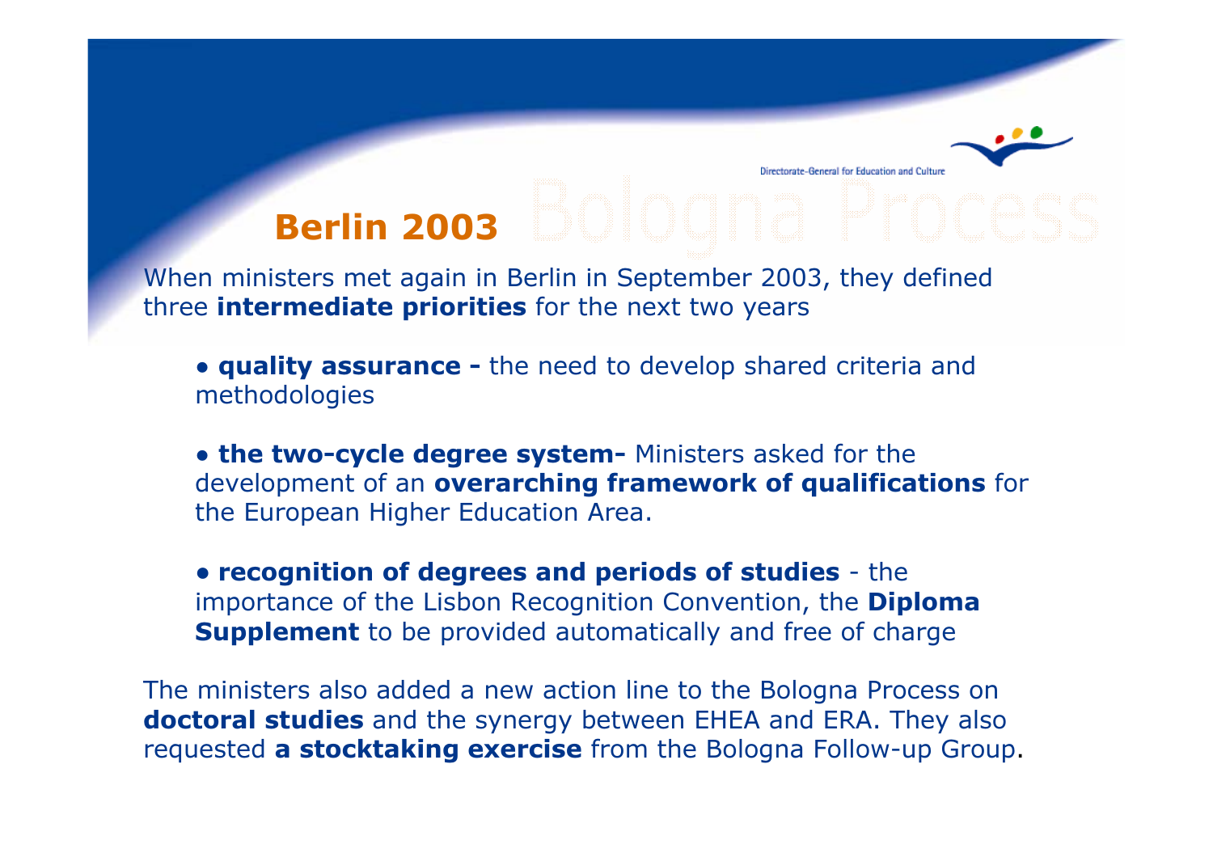## Berlin 2003

When ministers met again in Berlin in September 2003, they defined three **intermediate priorities** for the next two years

- **quality assurance -** the need to develop shared criteria and methodologies
- **the two-cycle degree system-** Ministers asked for the development of an **overarching framework of qualifications** for the European Higher Education Area.
- **recognition of degrees and periods of studies** - the importance of the Lisbon Recognition Convention, the **Diploma Supplement** to be provided automatically and free of charge

The ministers also added a new action line to the Bologna Process on **doctoral studies** and the synergy between EHEA and ERA. They also requested **a stocktaking exercise** from the Bologna Follow-up Group.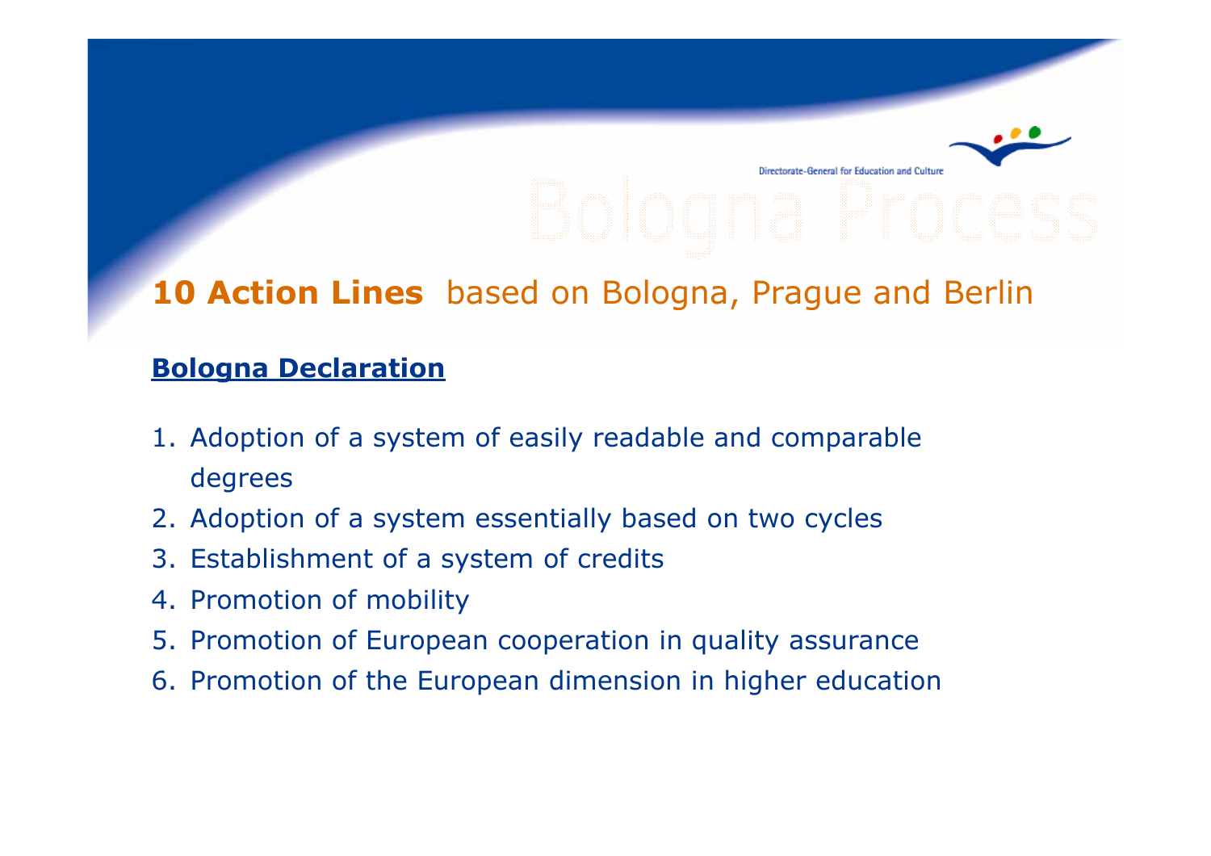## **10 Action Lines** based on Bologna, Prague and Berlin

### **Bologna Declaration**

1. Adoption of a system of easily readable and comparable degrees
2. Adoption of a system essentially based on two cycles
3. Establishment of a system of credits
4. Promotion of mobility
5. Promotion of European cooperation in quality assurance
6. Promotion of the European dimension in higher education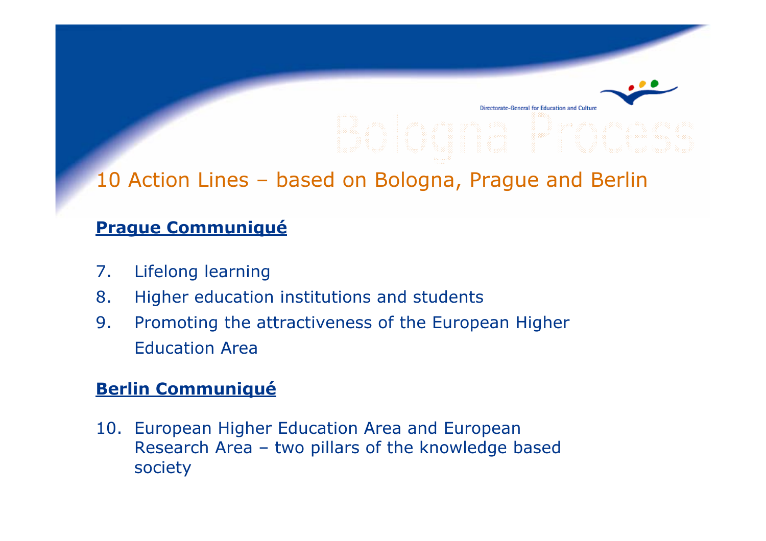## 10 Action Lines – based on Bologna, Prague and Berlin

**Prague Communiqué**

7. Lifelong learning
8. Higher education institutions and students
9. Promoting the attractiveness of the European Higher Education Area

**Berlin Communiqué**

10. European Higher Education Area and European Research Area – two pillars of the knowledge based society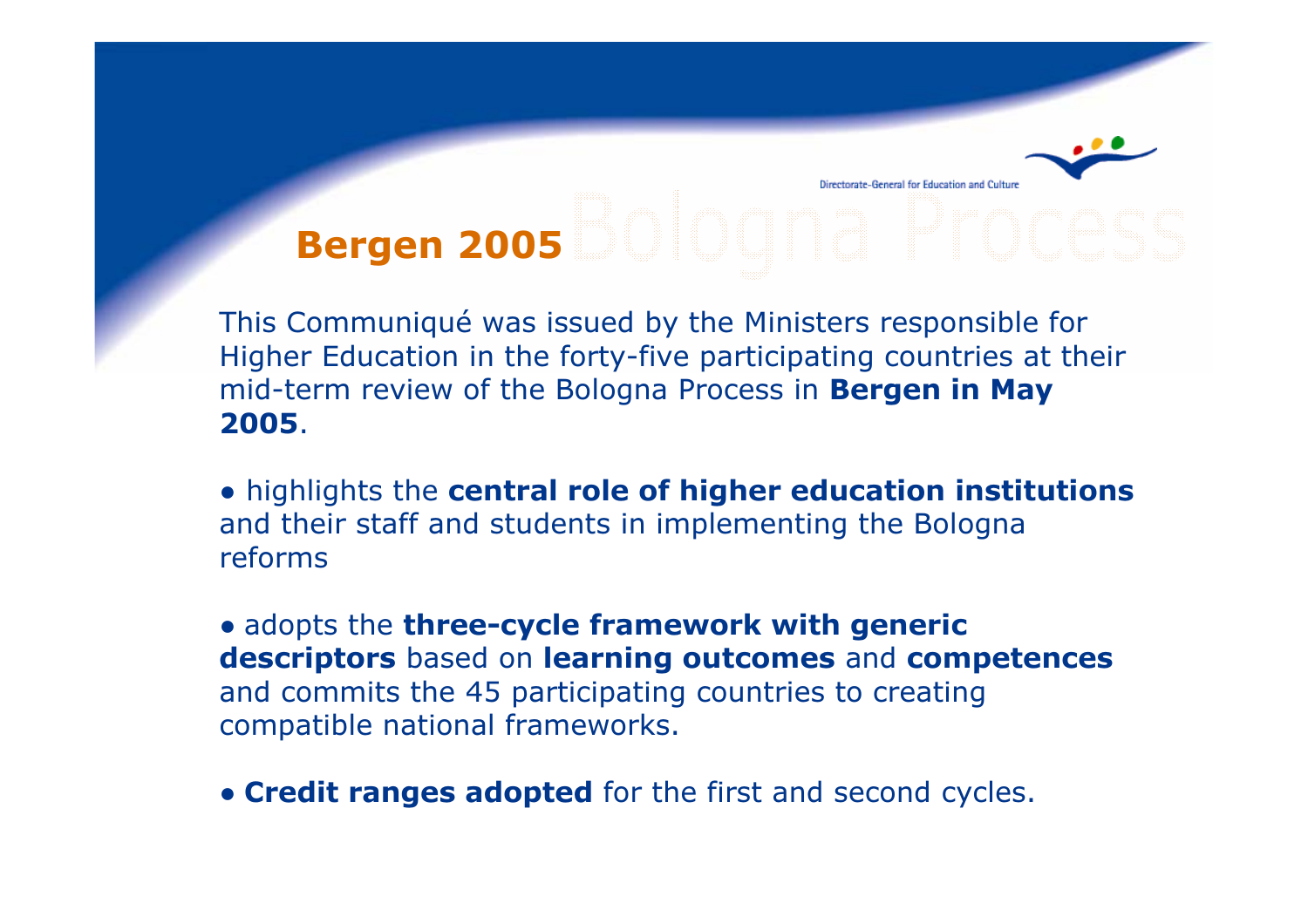## Bergen 2005

This Communiqué was issued by the Ministers responsible for Higher Education in the forty-five participating countries at their mid-term review of the Bologna Process in **Bergen in May 2005**.

- highlights the **central role of higher education institutions** and their staff and students in implementing the Bologna reforms

- adopts the **three-cycle framework with generic descriptors** based on **learning outcomes** and **competences** and commits the 45 participating countries to creating compatible national frameworks.

- **Credit ranges adopted** for the first and second cycles.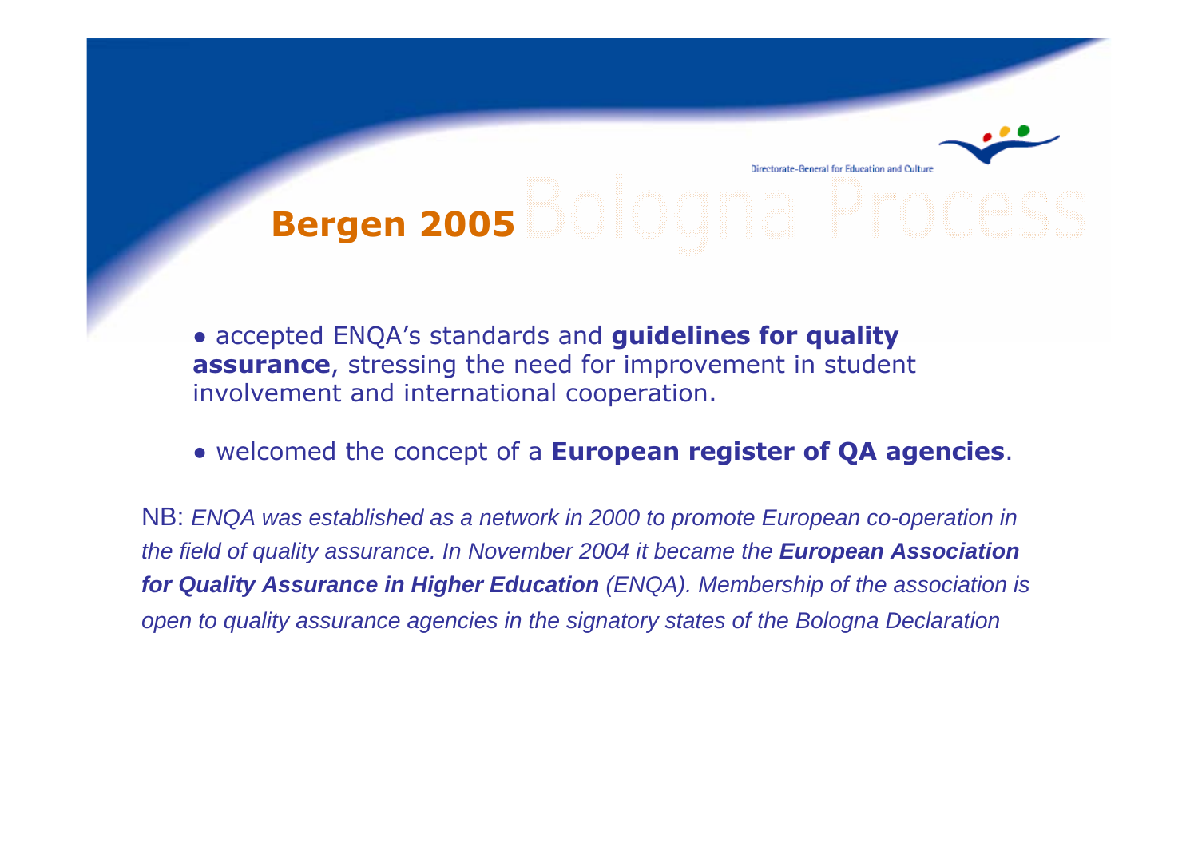## Bergen 2005

- accepted ENQA's standards and **guidelines for quality assurance**, stressing the need for improvement in student involvement and international cooperation.
- welcomed the concept of a **European register of QA agencies**.

NB: *ENQA was established as a network in 2000 to promote European co-operation in the field of quality assurance. In November 2004 it became the **European Association for Quality Assurance in Higher Education** (ENQA). Membership of the association is open to quality assurance agencies in the signatory states of the Bologna Declaration*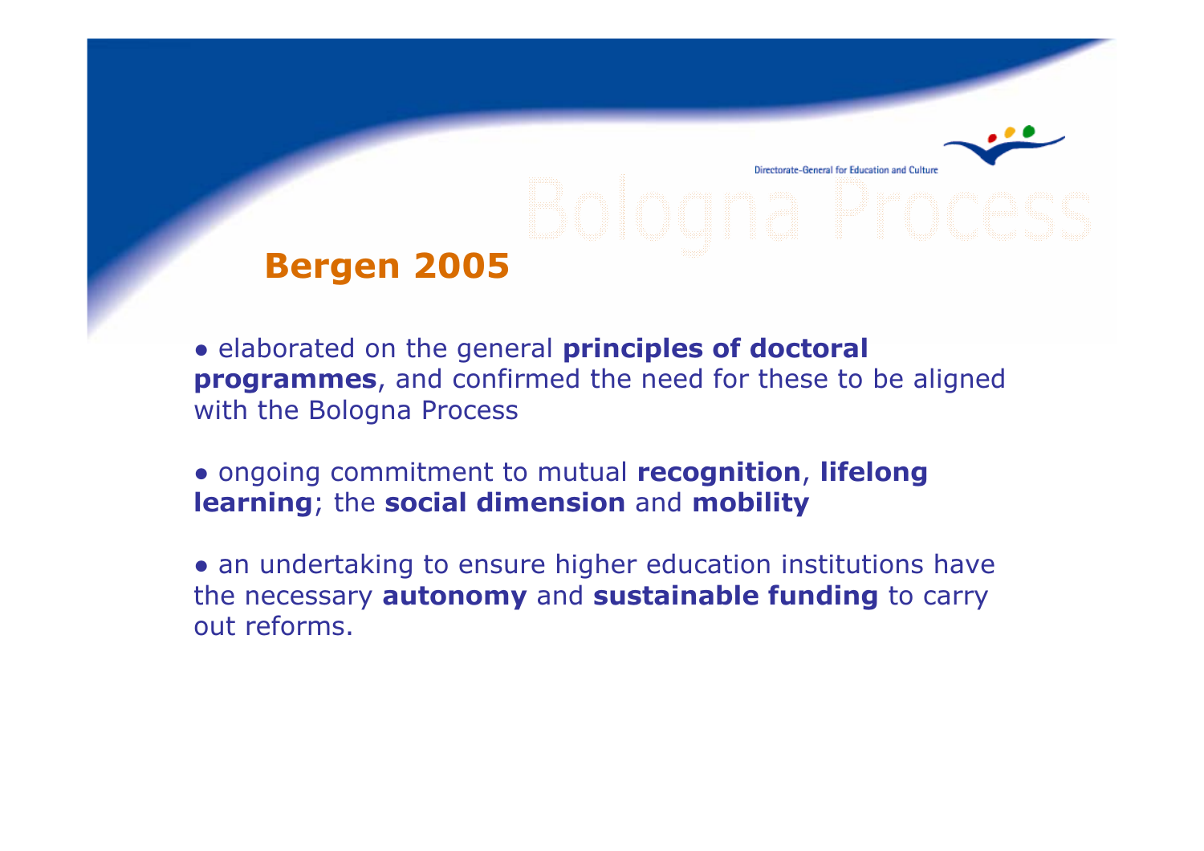## Bergen 2005

- elaborated on the general **principles of doctoral programmes**, and confirmed the need for these to be aligned with the Bologna Process

- ongoing commitment to mutual **recognition**, **lifelong learning**; the **social dimension** and **mobility**

- an undertaking to ensure higher education institutions have the necessary **autonomy** and **sustainable funding** to carry out reforms.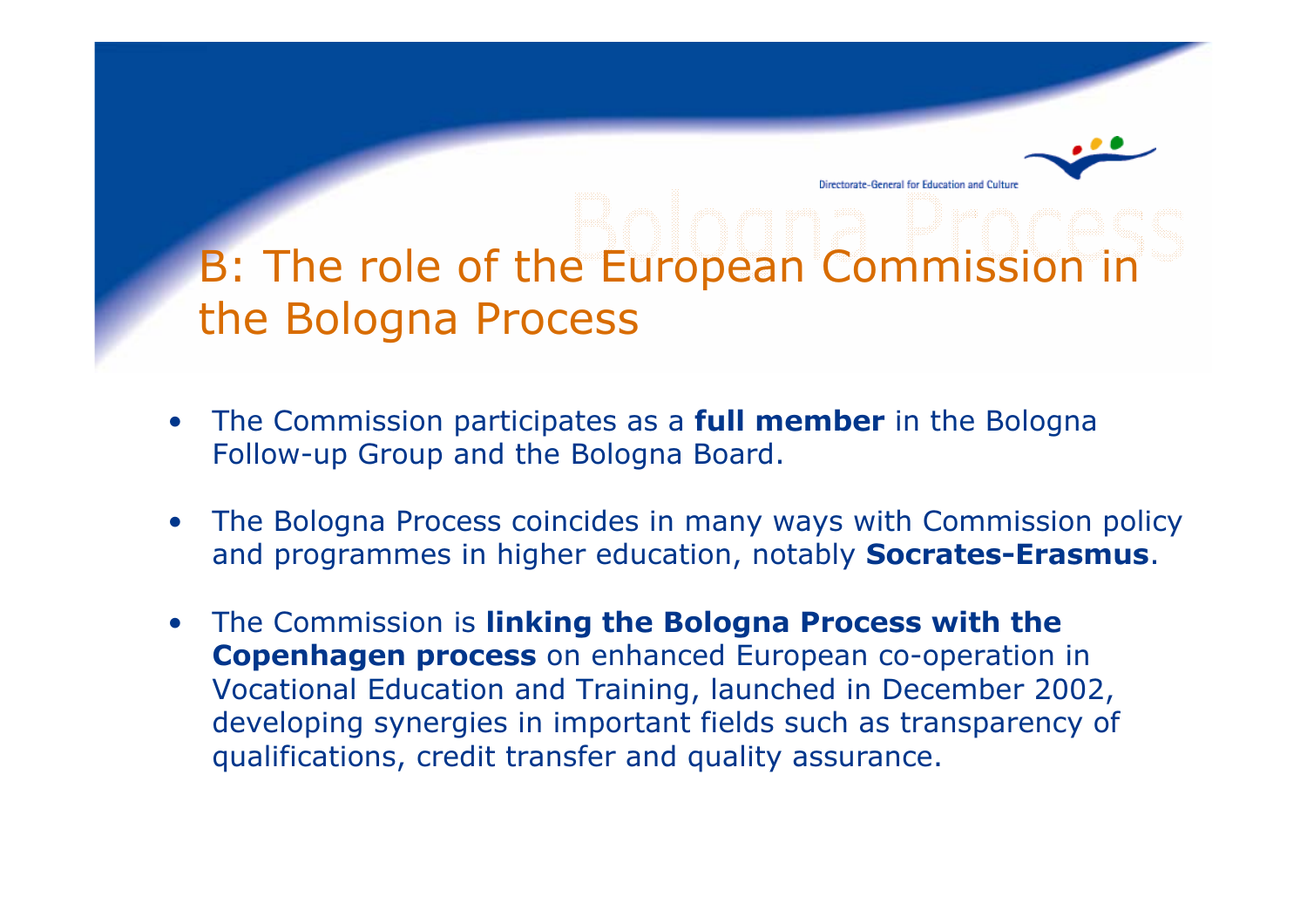# B: The role of the European Commission in the Bologna Process

- The Commission participates as a **full member** in the Bologna Follow-up Group and the Bologna Board.
- The Bologna Process coincides in many ways with Commission policy and programmes in higher education, notably **Socrates-Erasmus**.
- The Commission is **linking the Bologna Process with the Copenhagen process** on enhanced European co-operation in Vocational Education and Training, launched in December 2002, developing synergies in important fields such as transparency of qualifications, credit transfer and quality assurance.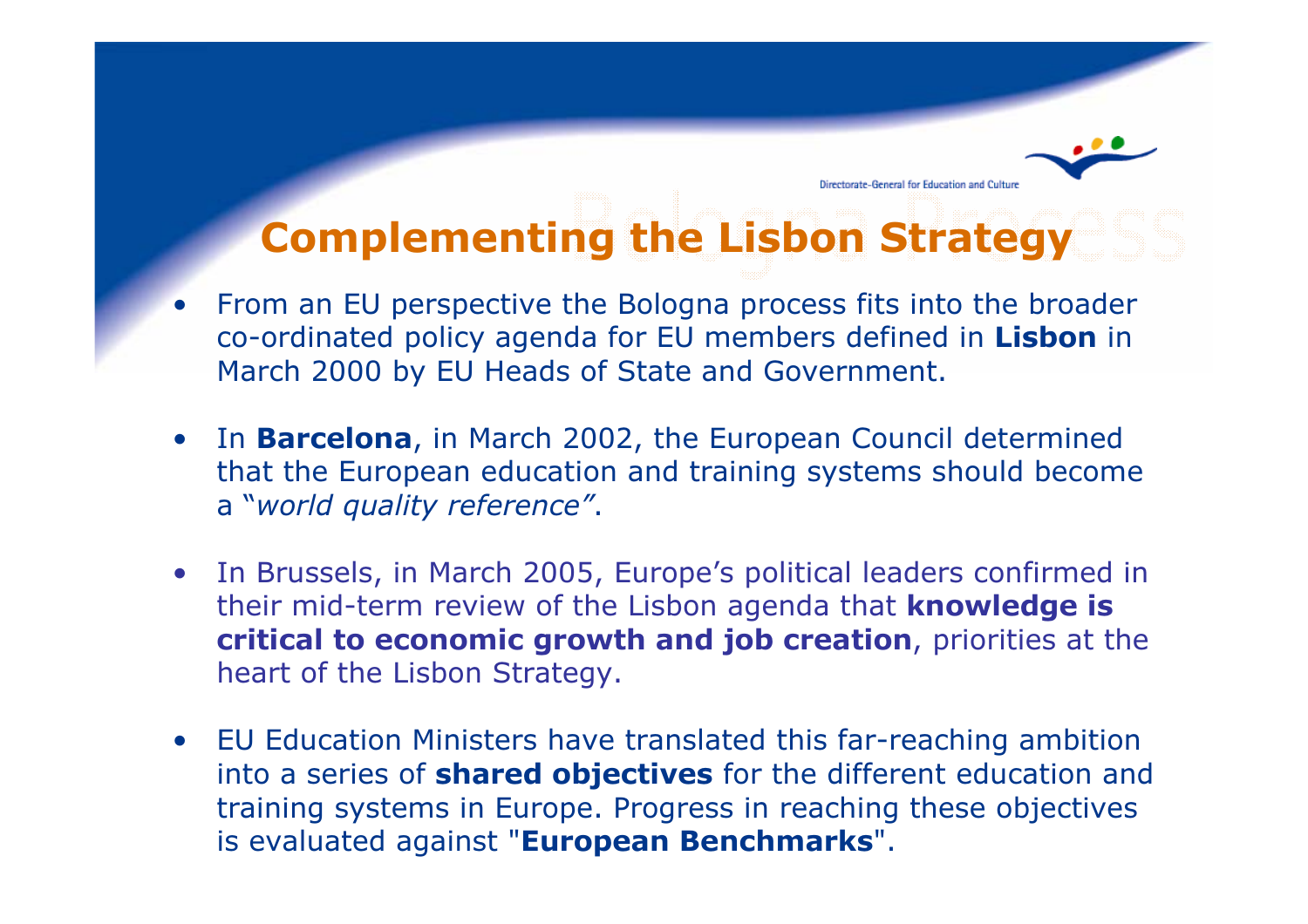## Complementing the Lisbon Strategy

- From an EU perspective the Bologna process fits into the broader co-ordinated policy agenda for EU members defined in **Lisbon** in March 2000 by EU Heads of State and Government.
- In **Barcelona**, in March 2002, the European Council determined that the European education and training systems should become a *"world quality reference"*.
- In Brussels, in March 2005, Europe's political leaders confirmed in their mid-term review of the Lisbon agenda that **knowledge is critical to economic growth and job creation**, priorities at the heart of the Lisbon Strategy.
- EU Education Ministers have translated this far-reaching ambition into a series of **shared objectives** for the different education and training systems in Europe. Progress in reaching these objectives is evaluated against "**European Benchmarks**".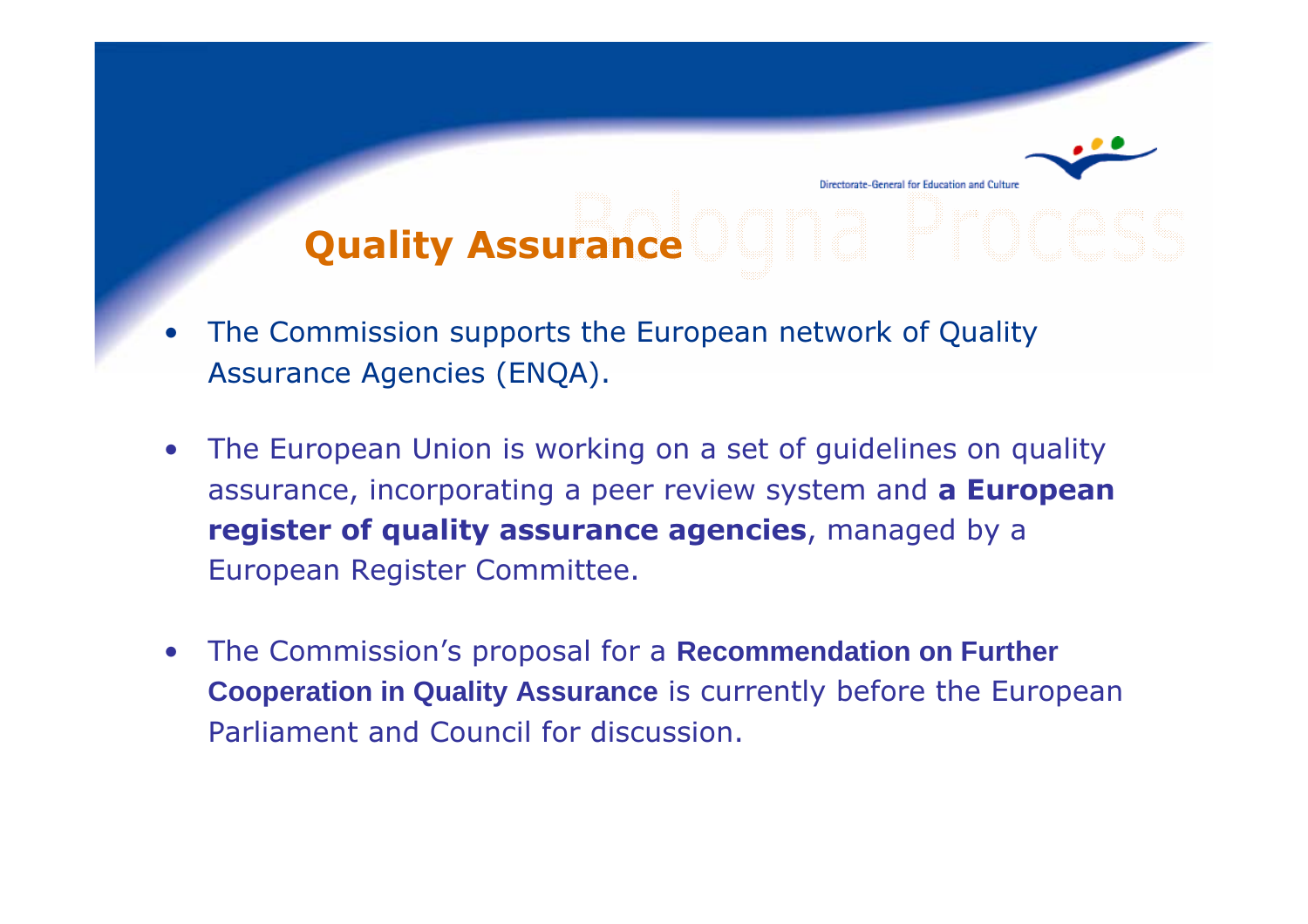## Quality Assurance

- The Commission supports the European network of Quality Assurance Agencies (ENQA).
- The European Union is working on a set of guidelines on quality assurance, incorporating a peer review system and **a European register of quality assurance agencies**, managed by a European Register Committee.
- The Commission's proposal for a **Recommendation on Further Cooperation in Quality Assurance** is currently before the European Parliament and Council for discussion.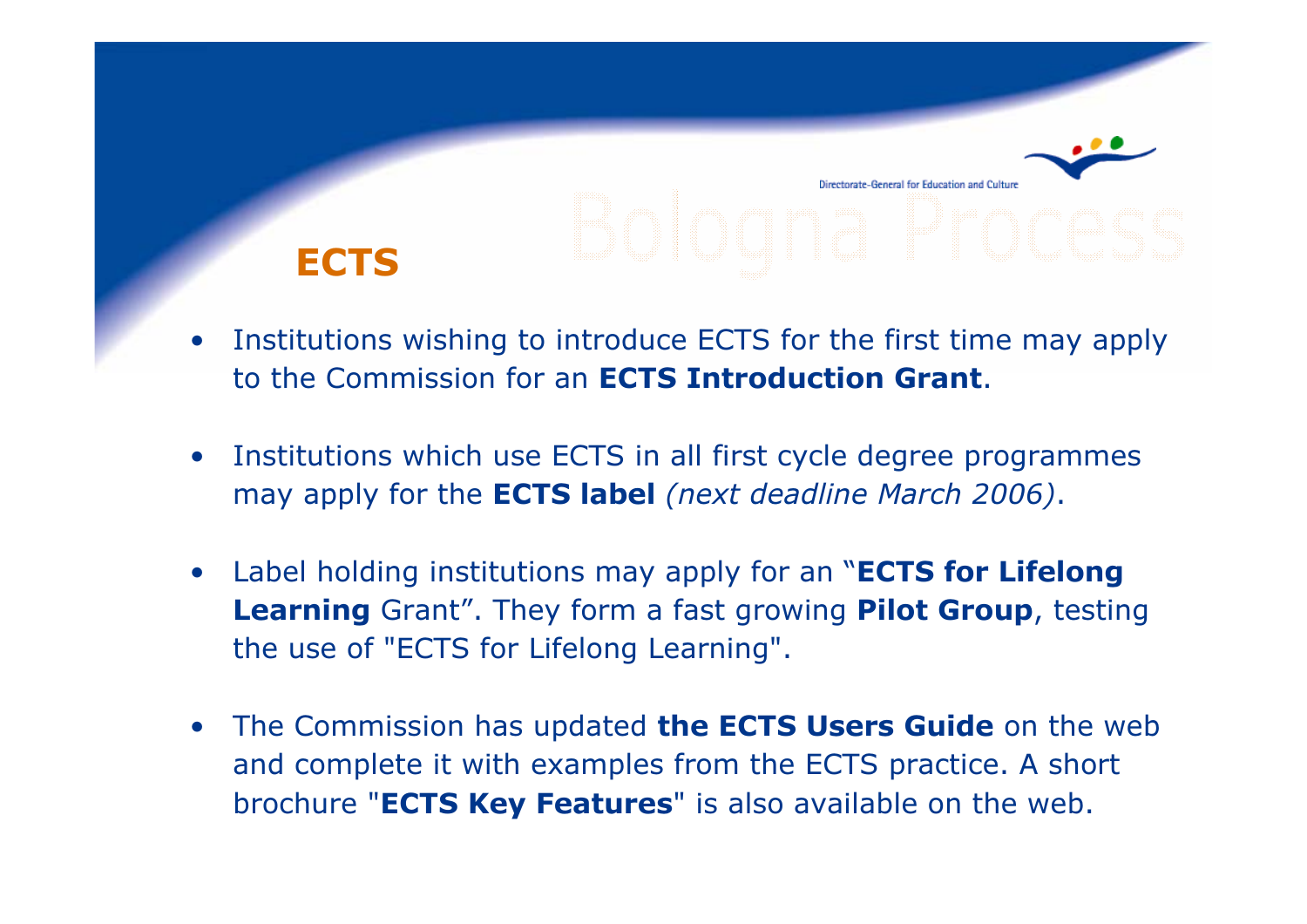## ECTS

- Institutions wishing to introduce ECTS for the first time may apply to the Commission for an **ECTS Introduction Grant**.

- Institutions which use ECTS in all first cycle degree programmes may apply for the **ECTS label** *(next deadline March 2006)*.

- Label holding institutions may apply for an "**ECTS for Lifelong Learning** Grant". They form a fast growing **Pilot Group**, testing the use of "ECTS for Lifelong Learning".

- The Commission has updated **the ECTS Users Guide** on the web and complete it with examples from the ECTS practice. A short brochure "**ECTS Key Features**" is also available on the web.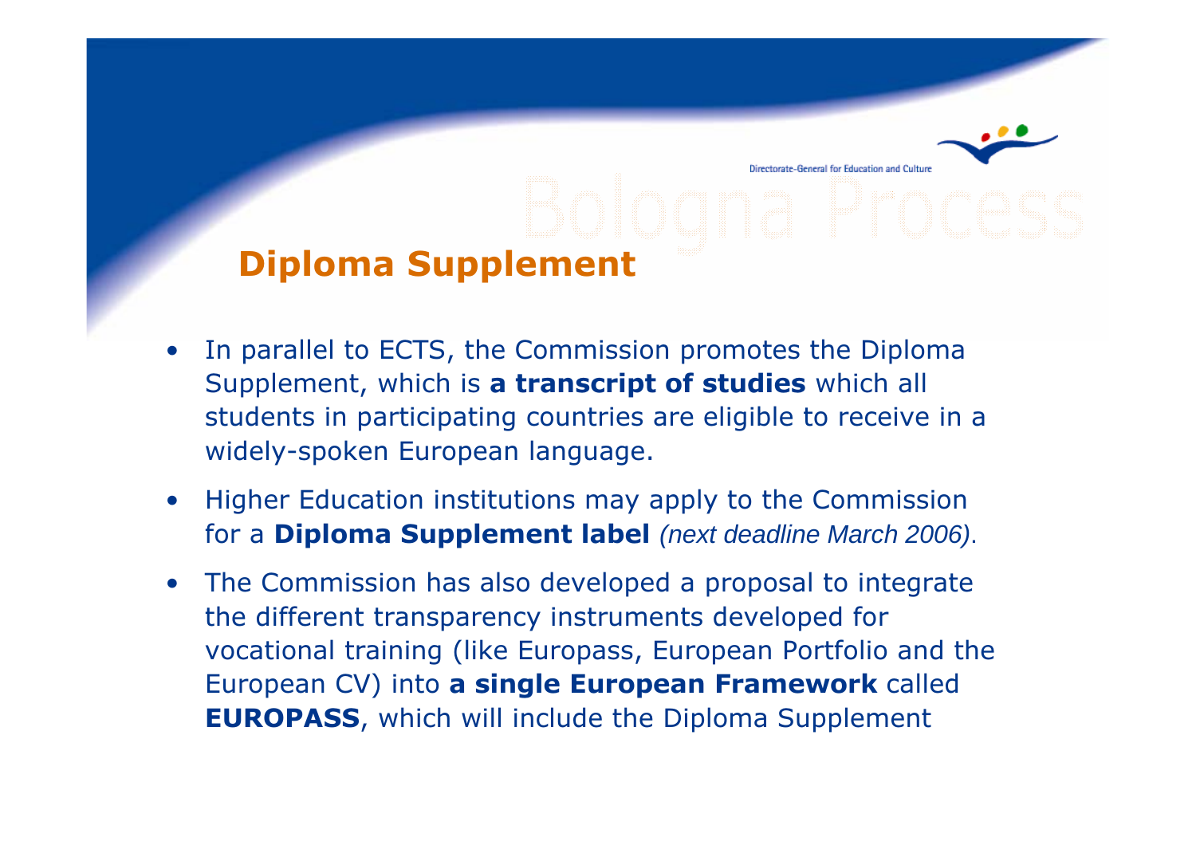## Diploma Supplement

- In parallel to ECTS, the Commission promotes the Diploma Supplement, which is **a transcript of studies** which all students in participating countries are eligible to receive in a widely-spoken European language.
- Higher Education institutions may apply to the Commission for a **Diploma Supplement label** *(next deadline March 2006)*.
- The Commission has also developed a proposal to integrate the different transparency instruments developed for vocational training (like Europass, European Portfolio and the European CV) into **a single European Framework** called **EUROPASS**, which will include the Diploma Supplement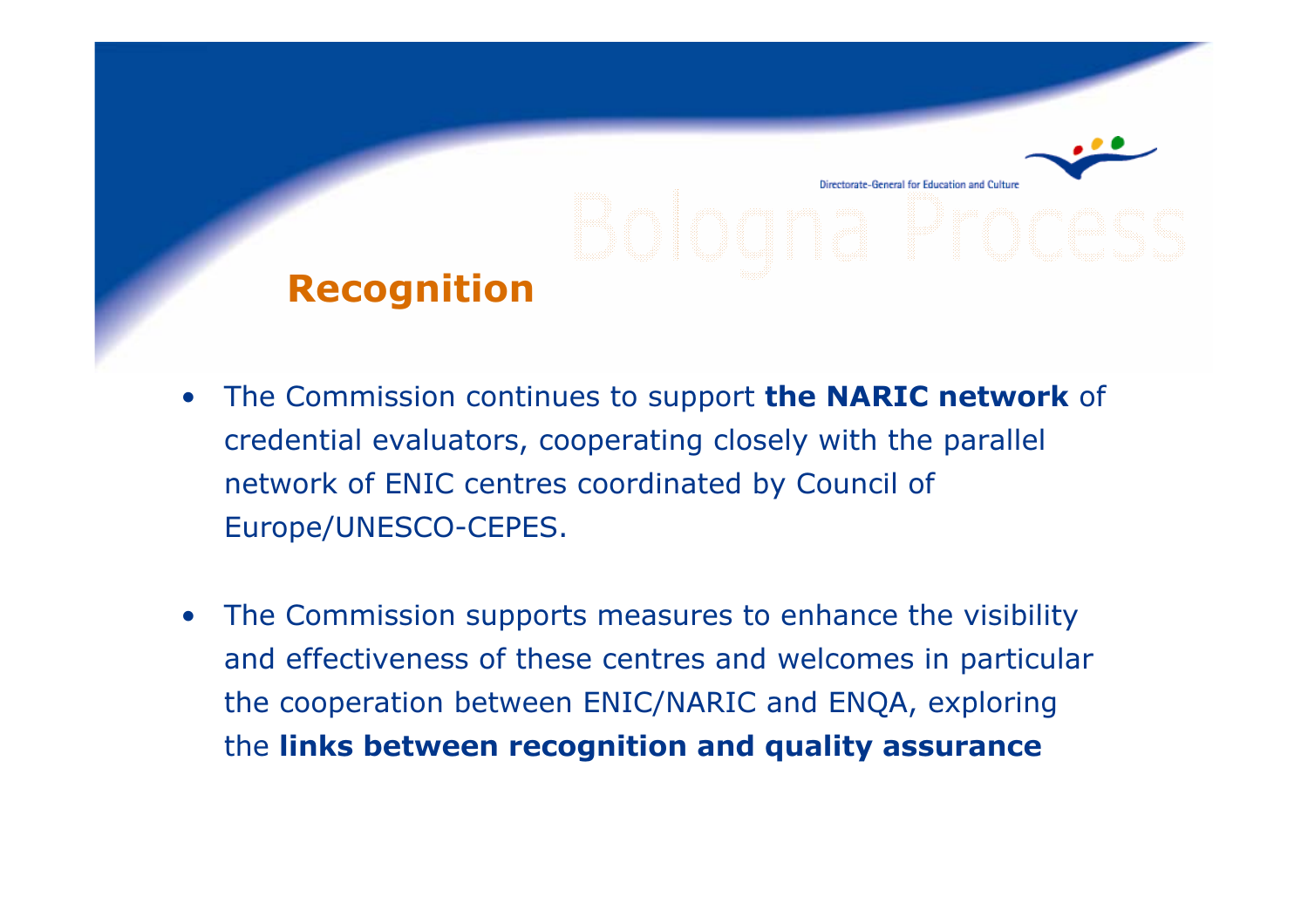## Recognition

- The Commission continues to support **the NARIC network** of credential evaluators, cooperating closely with the parallel network of ENIC centres coordinated by Council of Europe/UNESCO-CEPES.

- The Commission supports measures to enhance the visibility and effectiveness of these centres and welcomes in particular the cooperation between ENIC/NARIC and ENQA, exploring the **links between recognition and quality assurance**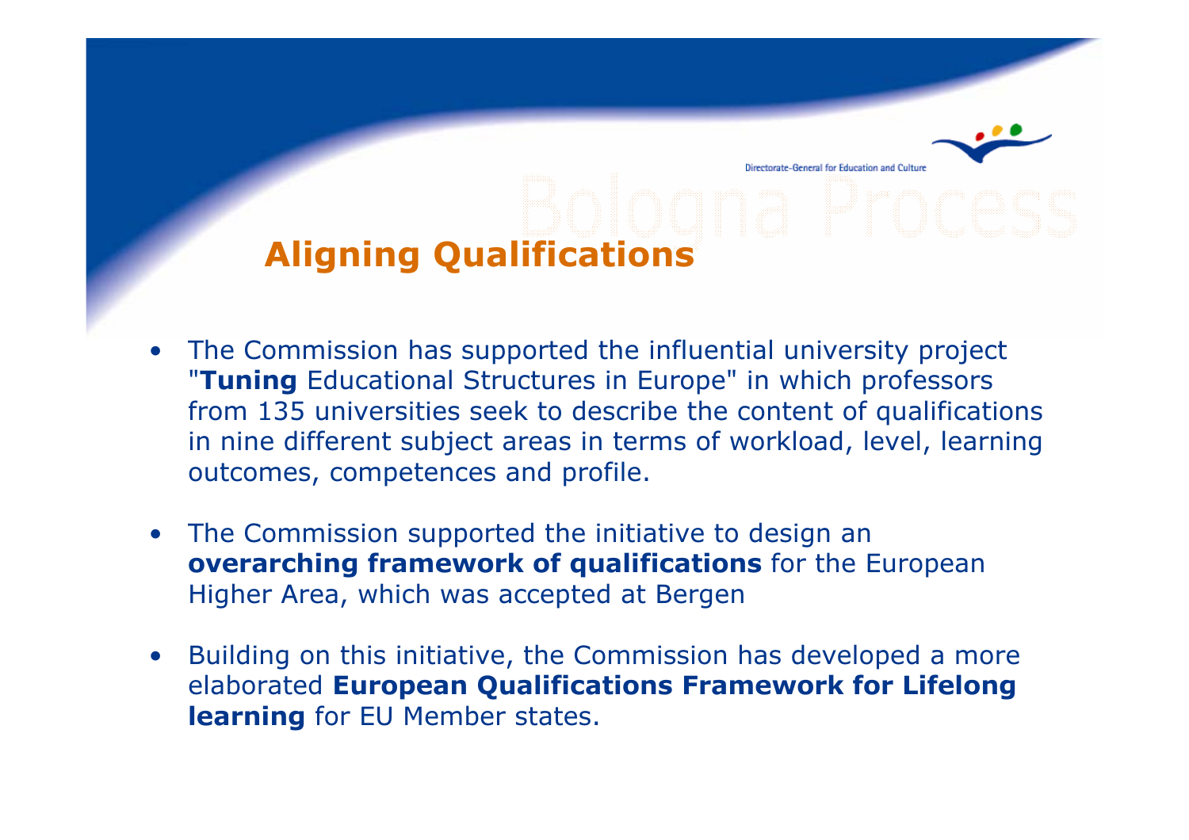## Aligning Qualifications

- The Commission has supported the influential university project "**Tuning** Educational Structures in Europe" in which professors from 135 universities seek to describe the content of qualifications in nine different subject areas in terms of workload, level, learning outcomes, competences and profile.
- The Commission supported the initiative to design an **overarching framework of qualifications** for the European Higher Area, which was accepted at Bergen
- Building on this initiative, the Commission has developed a more elaborated **European Qualifications Framework for Lifelong learning** for EU Member states.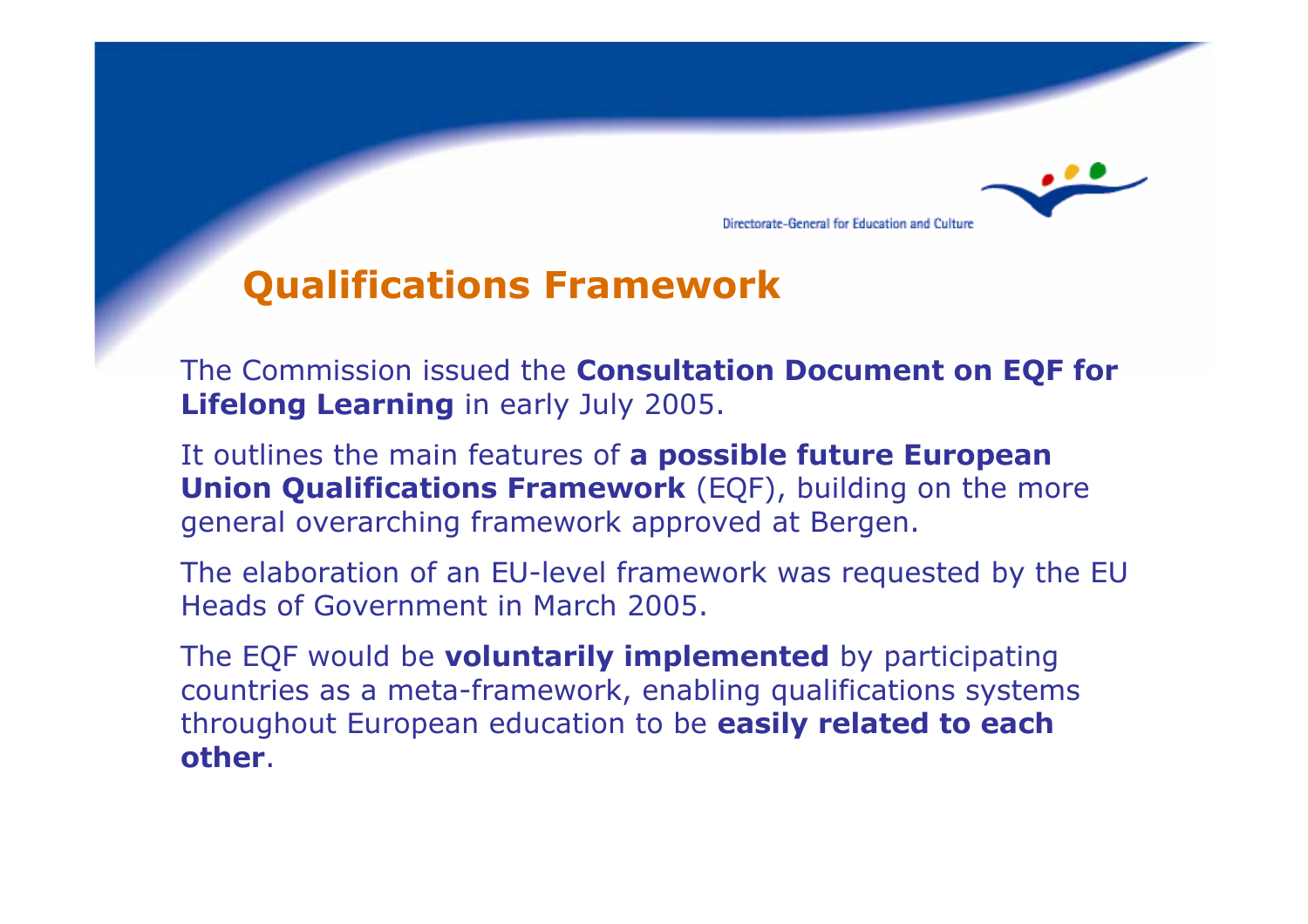## Qualifications Framework

The Commission issued the **Consultation Document on EQF for Lifelong Learning** in early July 2005.

It outlines the main features of **a possible future European Union Qualifications Framework** (EQF), building on the more general overarching framework approved at Bergen.

The elaboration of an EU-level framework was requested by the EU Heads of Government in March 2005.

The EQF would be **voluntarily implemented** by participating countries as a meta-framework, enabling qualifications systems throughout European education to be **easily related to each other**.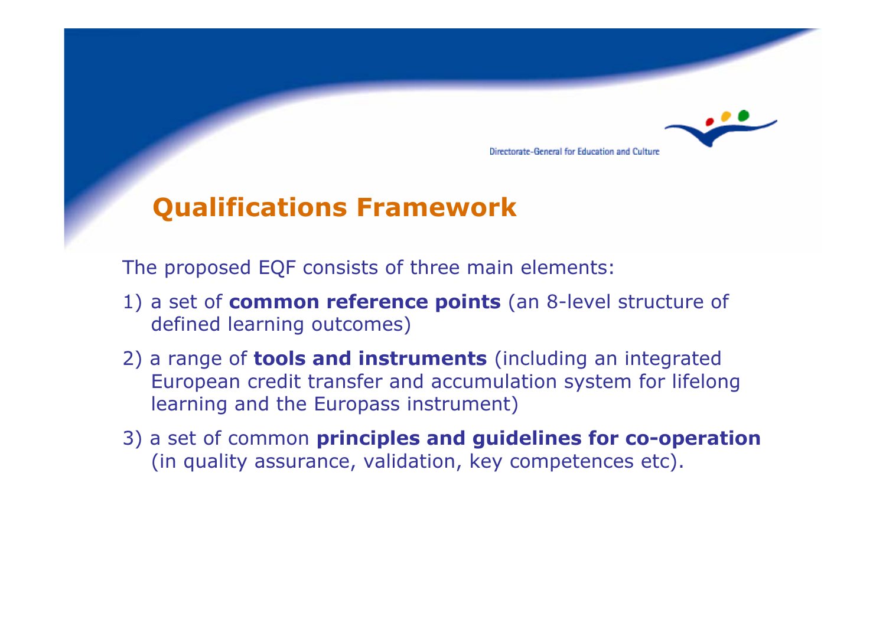## Qualifications Framework

The proposed EQF consists of three main elements:

1) a set of **common reference points** (an 8-level structure of defined learning outcomes)

2) a range of **tools and instruments** (including an integrated European credit transfer and accumulation system for lifelong learning and the Europass instrument)

3) a set of common **principles and guidelines for co-operation** (in quality assurance, validation, key competences etc).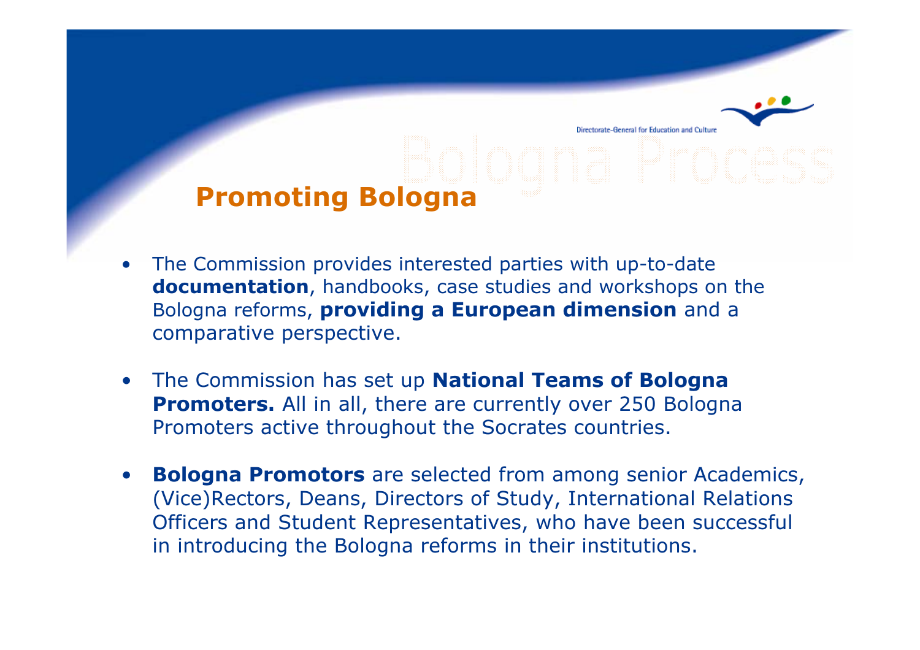## Promoting Bologna

- The Commission provides interested parties with up-to-date **documentation**, handbooks, case studies and workshops on the Bologna reforms, **providing a European dimension** and a comparative perspective.

- The Commission has set up **National Teams of Bologna Promoters.** All in all, there are currently over 250 Bologna Promoters active throughout the Socrates countries.

- **Bologna Promotors** are selected from among senior Academics, (Vice)Rectors, Deans, Directors of Study, International Relations Officers and Student Representatives, who have been successful in introducing the Bologna reforms in their institutions.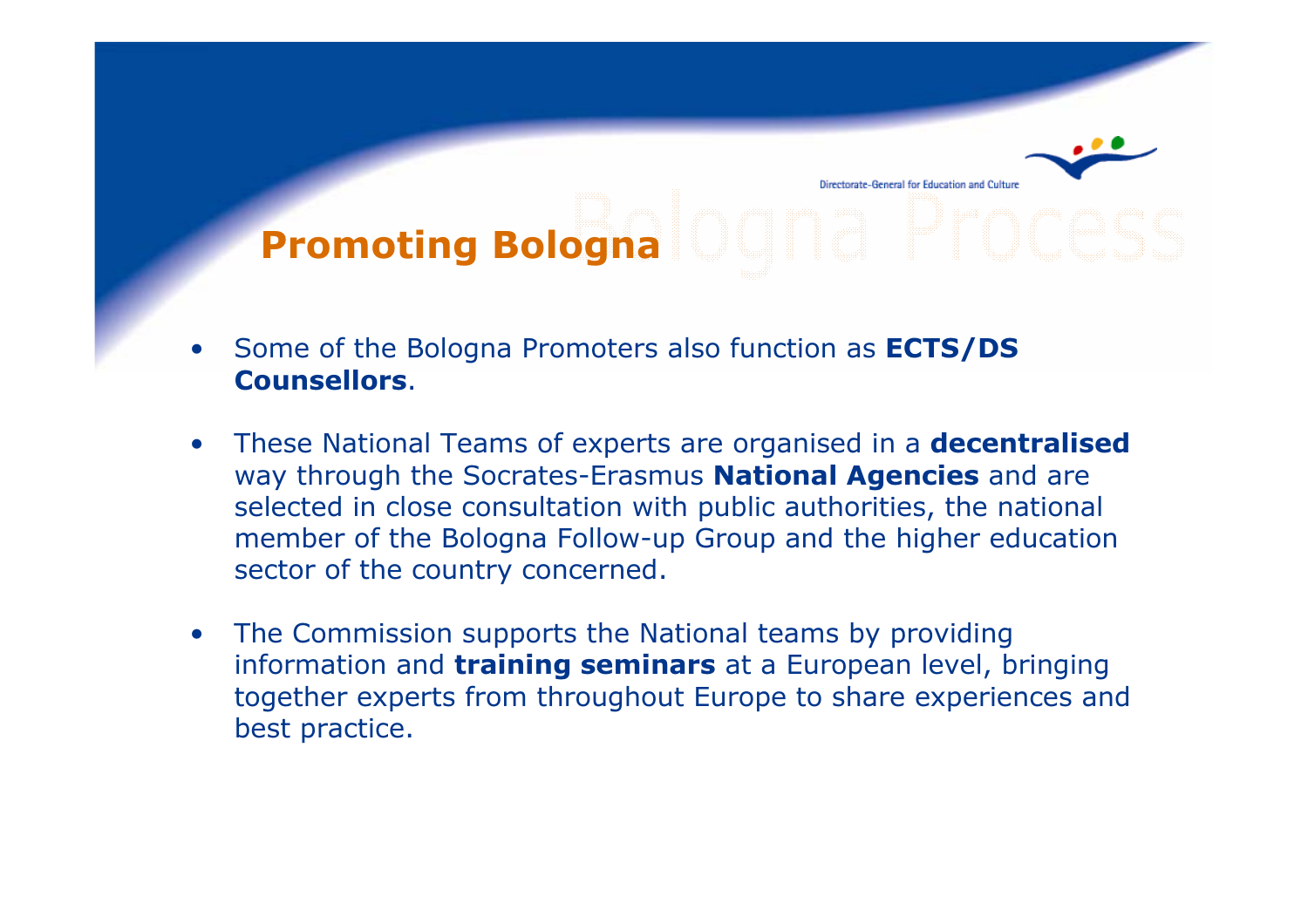## Promoting Bologna

- Some of the Bologna Promoters also function as **ECTS/DS Counsellors**.
- These National Teams of experts are organised in a **decentralised** way through the Socrates-Erasmus **National Agencies** and are selected in close consultation with public authorities, the national member of the Bologna Follow-up Group and the higher education sector of the country concerned.
- The Commission supports the National teams by providing information and **training seminars** at a European level, bringing together experts from throughout Europe to share experiences and best practice.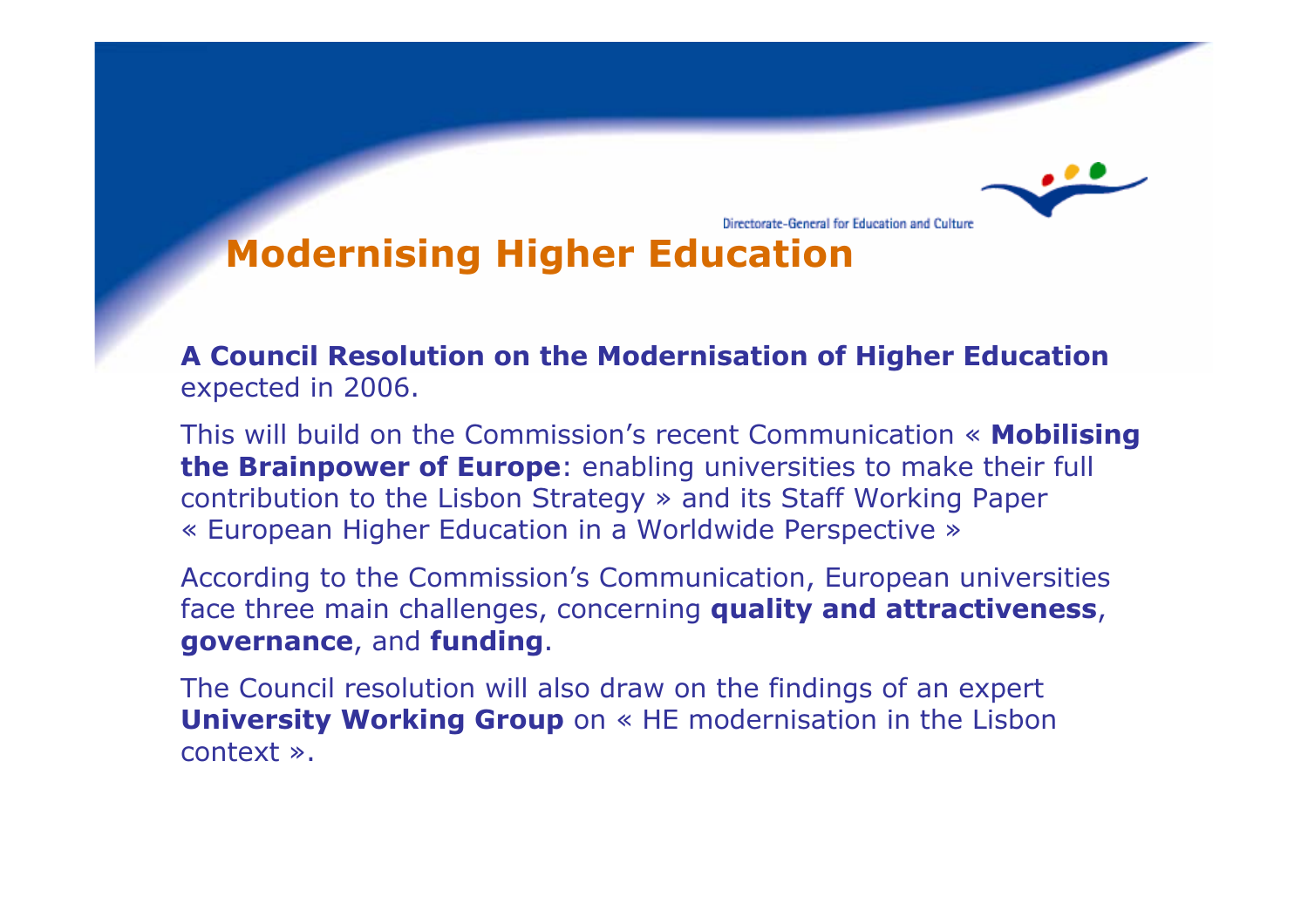## Modernising Higher Education

**A Council Resolution on the Modernisation of Higher Education** expected in 2006.

This will build on the Commission's recent Communication « **Mobilising the Brainpower of Europe**: enabling universities to make their full contribution to the Lisbon Strategy » and its Staff Working Paper « European Higher Education in a Worldwide Perspective »

According to the Commission's Communication, European universities face three main challenges, concerning **quality and attractiveness**, **governance**, and **funding**.

The Council resolution will also draw on the findings of an expert **University Working Group** on « HE modernisation in the Lisbon context ».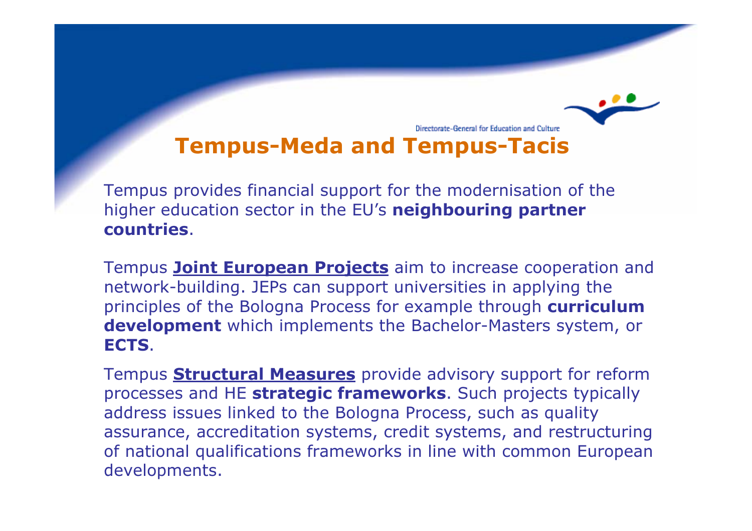# Tempus-Meda and Tempus-Tacis

Tempus provides financial support for the modernisation of the higher education sector in the EU's **neighbouring partner countries**.

Tempus **Joint European Projects** aim to increase cooperation and network-building. JEPs can support universities in applying the principles of the Bologna Process for example through **curriculum development** which implements the Bachelor-Masters system, or **ECTS**.

Tempus **Structural Measures** provide advisory support for reform processes and HE **strategic frameworks**. Such projects typically address issues linked to the Bologna Process, such as quality assurance, accreditation systems, credit systems, and restructuring of national qualifications frameworks in line with common European developments.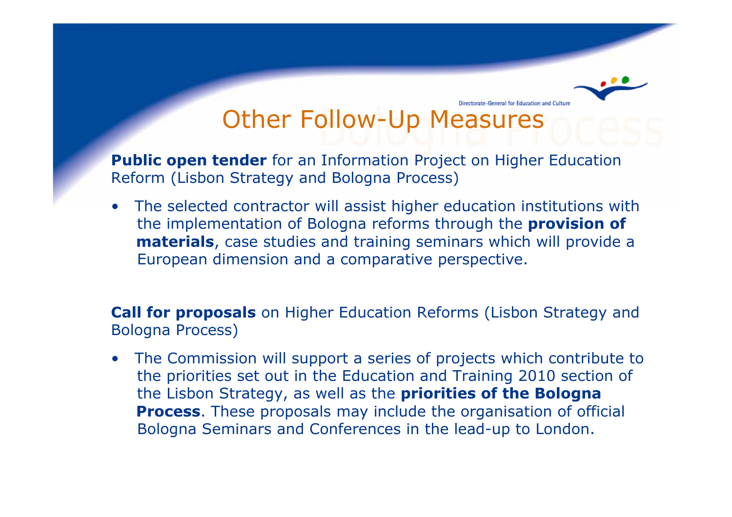# Other Follow-Up Measures

**Public open tender** for an Information Project on Higher Education Reform (Lisbon Strategy and Bologna Process)

- The selected contractor will assist higher education institutions with the implementation of Bologna reforms through the **provision of materials**, case studies and training seminars which will provide a European dimension and a comparative perspective.

**Call for proposals** on Higher Education Reforms (Lisbon Strategy and Bologna Process)

- The Commission will support a series of projects which contribute to the priorities set out in the Education and Training 2010 section of the Lisbon Strategy, as well as the **priorities of the Bologna Process**. These proposals may include the organisation of official Bologna Seminars and Conferences in the lead-up to London.